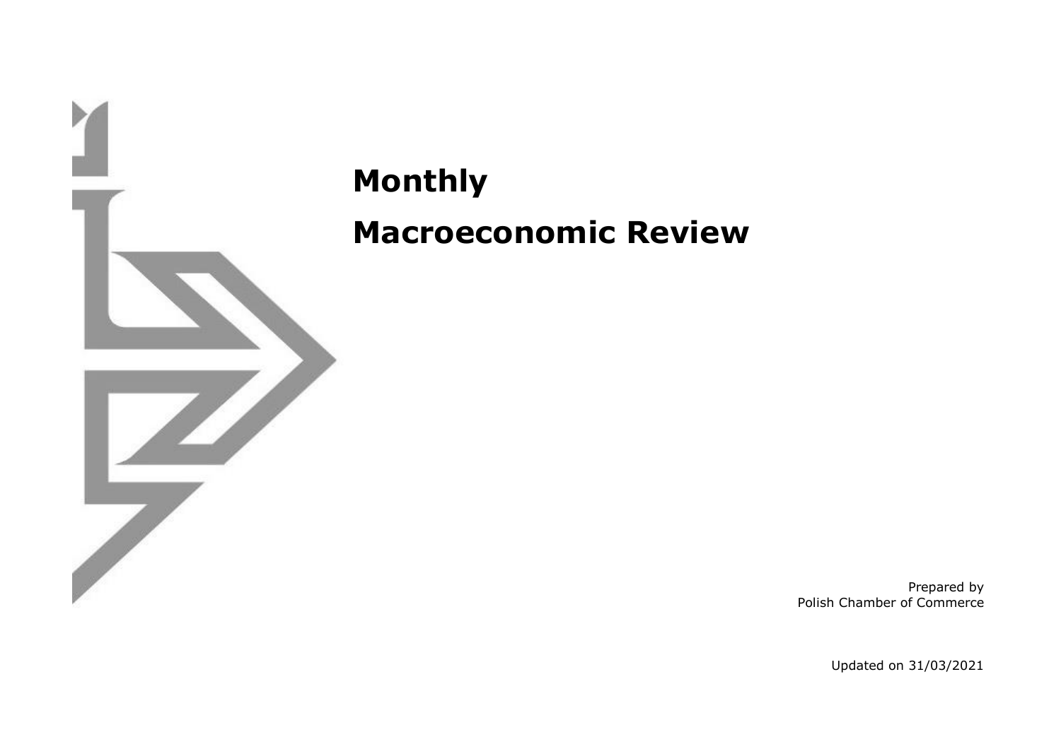# Monthly

# Macroeconomic Review

Prepared by
Polish Chamber of Commerce

Updated on 31/03/2021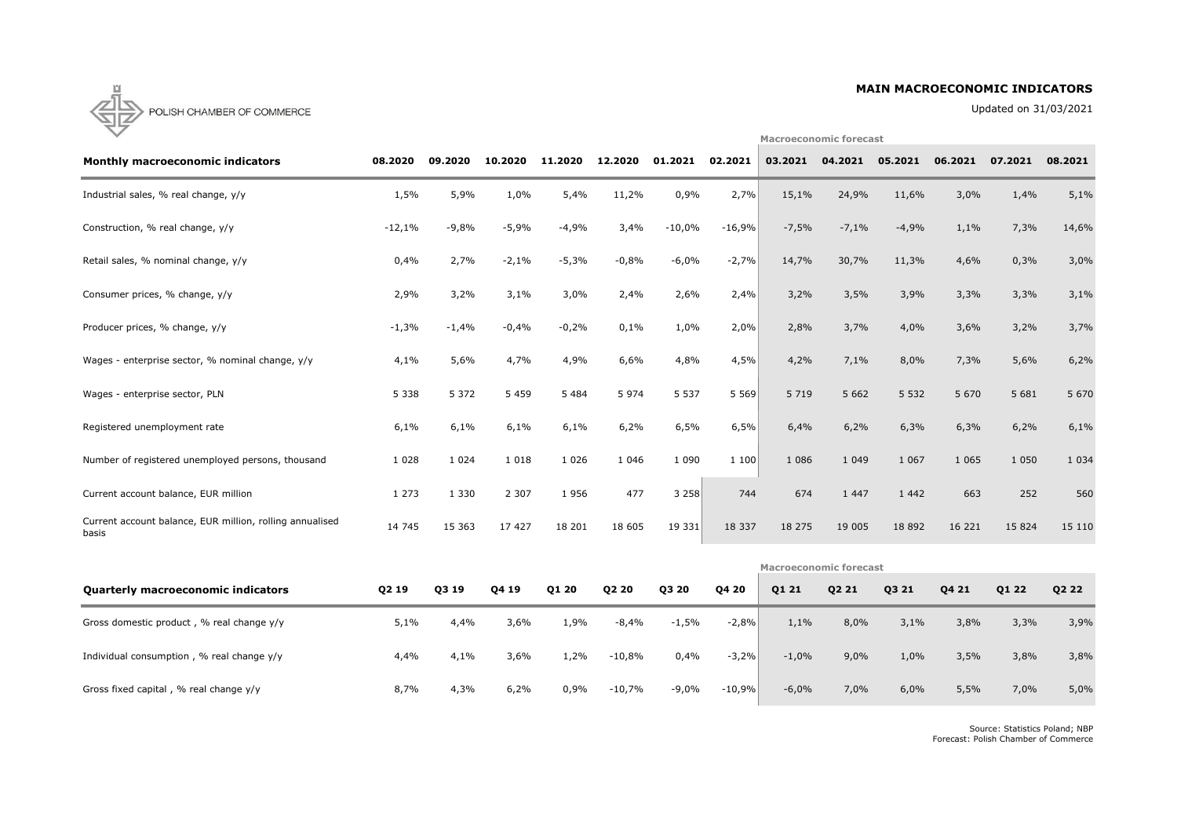POLISH CHAMBER OF COMMERCE

## MAIN MACROECONOMIC INDICATORS

Updated on 31/03/2021

| Monthly macroeconomic indicators | 08.2020 | 09.2020 | 10.2020 | 11.2020 | 12.2020 | 01.2021 | 02.2021 | Macroeconomic forecast 03.2021 | 04.2021 | 05.2021 | 06.2021 | 07.2021 | 08.2021 |
|---|---|---|---|---|---|---|---|---|---|---|---|---|---|
| Industrial sales, % real change, y/y | 1,5% | 5,9% | 1,0% | 5,4% | 11,2% | 0,9% | 2,7% | 15,1% | 24,9% | 11,6% | 3,0% | 1,4% | 5,1% |
| Construction, % real change, y/y | -12,1% | -9,8% | -5,9% | -4,9% | 3,4% | -10,0% | -16,9% | -7,5% | -7,1% | -4,9% | 1,1% | 7,3% | 14,6% |
| Retail sales, % nominal change, y/y | 0,4% | 2,7% | -2,1% | -5,3% | -0,8% | -6,0% | -2,7% | 14,7% | 30,7% | 11,3% | 4,6% | 0,3% | 3,0% |
| Consumer prices, % change, y/y | 2,9% | 3,2% | 3,1% | 3,0% | 2,4% | 2,6% | 2,4% | 3,2% | 3,5% | 3,9% | 3,3% | 3,3% | 3,1% |
| Producer prices, % change, y/y | -1,3% | -1,4% | -0,4% | -0,2% | 0,1% | 1,0% | 2,0% | 2,8% | 3,7% | 4,0% | 3,6% | 3,2% | 3,7% |
| Wages - enterprise sector, % nominal change, y/y | 4,1% | 5,6% | 4,7% | 4,9% | 6,6% | 4,8% | 4,5% | 4,2% | 7,1% | 8,0% | 7,3% | 5,6% | 6,2% |
| Wages - enterprise sector, PLN | 5 338 | 5 372 | 5 459 | 5 484 | 5 974 | 5 537 | 5 569 | 5 719 | 5 662 | 5 532 | 5 670 | 5 681 | 5 670 |
| Registered unemployment rate | 6,1% | 6,1% | 6,1% | 6,1% | 6,2% | 6,5% | 6,5% | 6,4% | 6,2% | 6,3% | 6,3% | 6,2% | 6,1% |
| Number of registered unemployed persons, thousand | 1 028 | 1 024 | 1 018 | 1 026 | 1 046 | 1 090 | 1 100 | 1 086 | 1 049 | 1 067 | 1 065 | 1 050 | 1 034 |
| Current account balance, EUR million | 1 273 | 1 330 | 2 307 | 1 956 | 477 | 3 258 | 744 | 674 | 1 447 | 1 442 | 663 | 252 | 560 |
| Current account balance, EUR million, rolling annualised basis | 14 745 | 15 363 | 17 427 | 18 201 | 18 605 | 19 331 | 18 337 | 18 275 | 19 005 | 18 892 | 16 221 | 15 824 | 15 110 |

| Quarterly macroeconomic indicators | Q2 19 | Q3 19 | Q4 19 | Q1 20 | Q2 20 | Q3 20 | Q4 20 | Macroeconomic forecast Q1 21 | Q2 21 | Q3 21 | Q4 21 | Q1 22 | Q2 22 |
|---|---|---|---|---|---|---|---|---|---|---|---|---|---|
| Gross domestic product , % real change y/y | 5,1% | 4,4% | 3,6% | 1,9% | -8,4% | -1,5% | -2,8% | 1,1% | 8,0% | 3,1% | 3,8% | 3,3% | 3,9% |
| Individual consumption , % real change y/y | 4,4% | 4,1% | 3,6% | 1,2% | -10,8% | 0,4% | -3,2% | -1,0% | 9,0% | 1,0% | 3,5% | 3,8% | 3,8% |
| Gross fixed capital , % real change y/y | 8,7% | 4,3% | 6,2% | 0,9% | -10,7% | -9,0% | -10,9% | -6,0% | 7,0% | 6,0% | 5,5% | 7,0% | 5,0% |

Source: Statistics Poland; NBP
Forecast: Polish Chamber of Commerce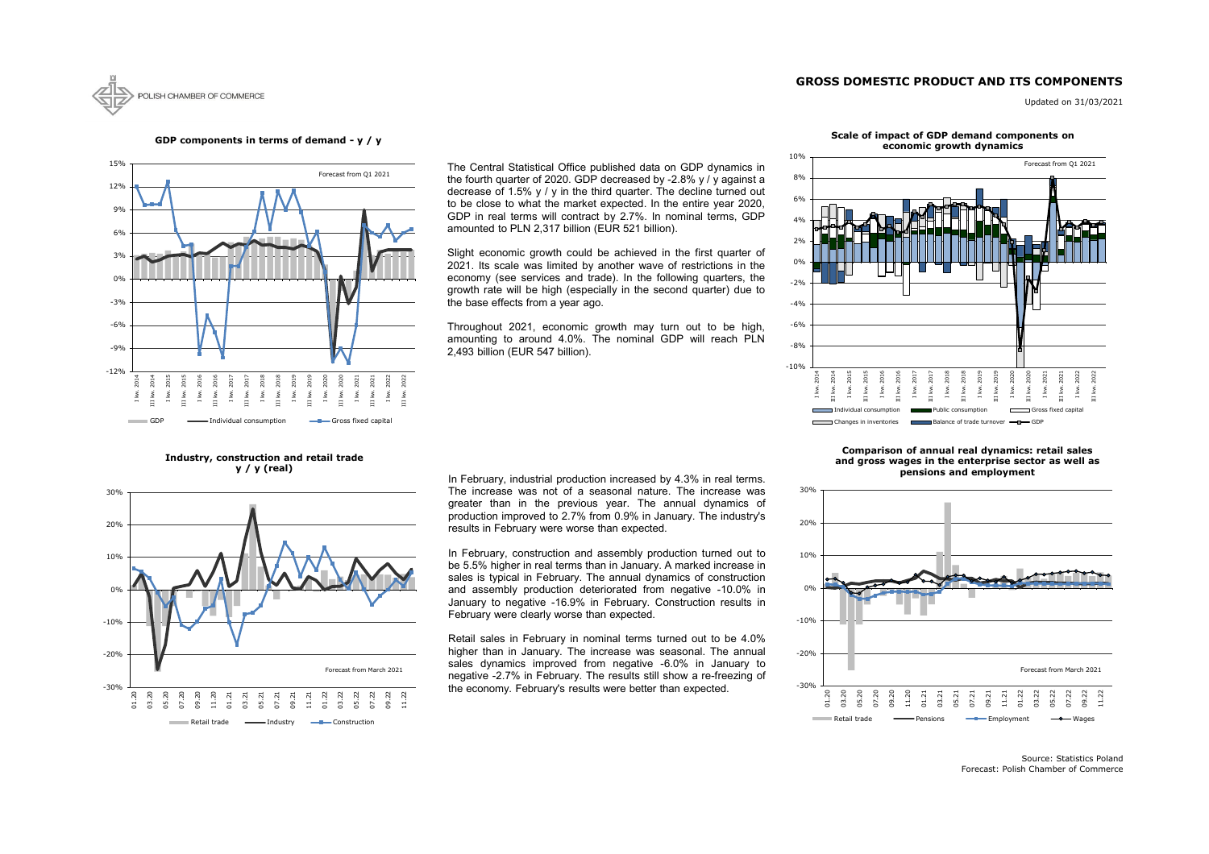POLISH CHAMBER OF COMMERCE

# GROSS DOMESTIC PRODUCT AND ITS COMPONENTS

Updated on 31/03/2021

**GDP components in terms of demand - y / y**

The Central Statistical Office published data on GDP dynamics in the fourth quarter of 2020. GDP decreased by -2.8% y / y against a decrease of 1.5% y / y in the third quarter. The decline turned out to be close to what the market expected. In the entire year 2020, GDP in real terms will contract by 2.7%. In nominal terms, GDP amounted to PLN 2,317 billion (EUR 521 billion).

Slight economic growth could be achieved in the first quarter of 2021. Its scale was limited by another wave of restrictions in the economy (see services and trade). In the following quarters, the growth rate will be high (especially in the second quarter) due to the base effects from a year ago.

Throughout 2021, economic growth may turn out to be high, amounting to around 4.0%. The nominal GDP will reach PLN 2,493 billion (EUR 547 billion).

**Scale of impact of GDP demand components on economic growth dynamics**

**Industry, construction and retail trade y / y (real)**

In February, industrial production increased by 4.3% in real terms. The increase was not of a seasonal nature. The increase was greater than in the previous year. The annual dynamics of production improved to 2.7% from 0.9% in January. The industry's results in February were worse than expected.

In February, construction and assembly production turned out to be 5.5% higher in real terms than in January. A marked increase in sales is typical in February. The annual dynamics of construction and assembly production deteriorated from negative -10.0% in January to negative -16.9% in February. Construction results in February were clearly worse than expected.

Retail sales in February in nominal terms turned out to be 4.0% higher than in January. The increase was seasonal. The annual sales dynamics improved from negative -6.0% in January to negative -2.7% in February. The results still show a re-freezing of the economy. February's results were better than expected.

**Comparison of annual real dynamics: retail sales and gross wages in the enterprise sector as well as pensions and employment**

Source: Statistics Poland
Forecast: Polish Chamber of Commerce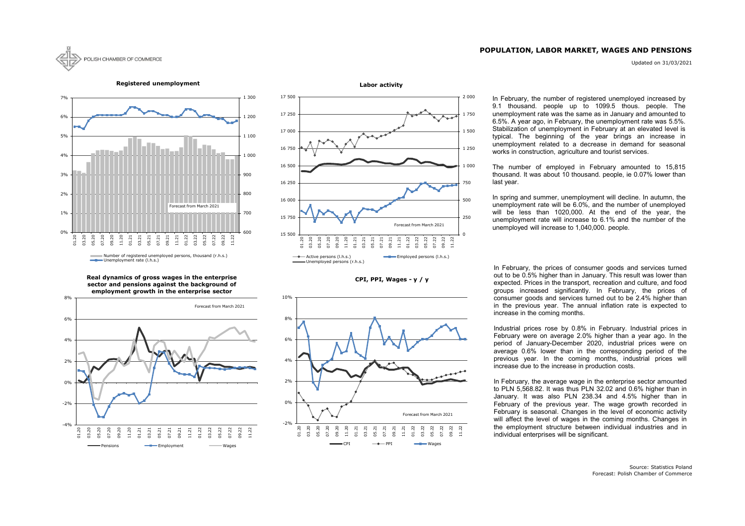# POPULATION, LABOR MARKET, WAGES AND PENSIONS

Updated on 31/03/2021

**Registered unemployment**

Number of registered unemployed persons, thousand (r.h.s.)
Unemployment rate (l.h.s.)

Forecast from March 2021

**Labor activity**

Active persons (l.h.s.)
Employed persons (l.h.s.)
Unemployed persons (r.h.s.)

Forecast from March 2021

**Real dynamics of gross wages in the enterprise sector and pensions against the background of employment growth in the enterprise sector**

Pensions
Employment
Wages

Forecast from March 2021

**CPI, PPI, Wages - y / y**

CPI
PPI
Wages

Forecast from March 2021

In February, the number of registered unemployed increased by 9.1 thousand. people up to 1099.5 thous. people. The unemployment rate was the same as in January and amounted to 6.5%. A year ago, in February, the unemployment rate was 5.5%. Stabilization of unemployment in February at an elevated level is typical. The beginning of the year brings an increase in unemployment related to a decrease in demand for seasonal works in construction, agriculture and tourist services.

The number of employed in February amounted to 15,815 thousand. It was about 10 thousand. people, ie 0.07% lower than last year.

In spring and summer, unemployment will decline. In autumn, the unemployment rate will be 6.0%, and the number of unemployed will be less than 1020,000. At the end of the year, the unemployment rate will increase to 6.1% and the number of the unemployed will increase to 1,040,000. people.

In February, the prices of consumer goods and services turned out to be 0.5% higher than in January. This result was lower than expected. Prices in the transport, recreation and culture, and food groups increased significantly. In February, the prices of consumer goods and services turned out to be 2.4% higher than in the previous year. The annual inflation rate is expected to increase in the coming months.

Industrial prices rose by 0.8% in February. Industrial prices in February were on average 2.0% higher than a year ago. In the period of January-December 2020, industrial prices were on average 0.6% lower than in the corresponding period of the previous year. In the coming months, industrial prices will increase due to the increase in production costs.

In February, the average wage in the enterprise sector amounted to PLN 5,568.82. It was thus PLN 32.02 and 0.6% higher than in January. It was also PLN 238.34 and 4.5% higher than in February of the previous year. The wage growth recorded in February is seasonal. Changes in the level of economic activity will affect the level of wages in the coming months. Changes in the employment structure between individual industries and in individual enterprises will be significant.

Source: Statistics Poland
Forecast: Polish Chamber of Commerce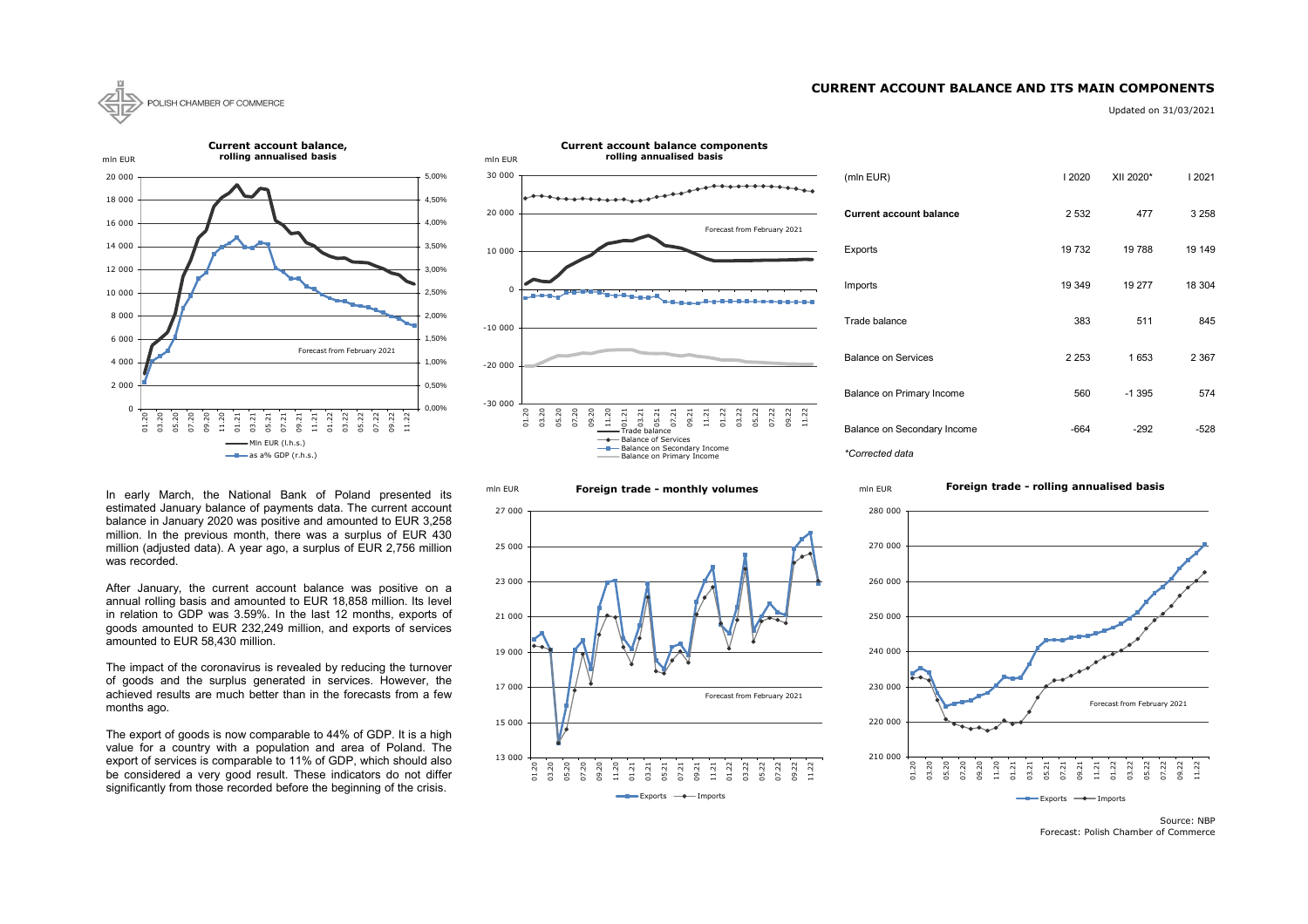# CURRENT ACCOUNT BALANCE AND ITS MAIN COMPONENTS

Updated on 31/03/2021

| (mln EUR) | I 2020 | XII 2020* | I 2021 |
|---|---|---|---|
| **Current account balance** | 2 532 | 477 | 3 258 |
| Exports | 19 732 | 19 788 | 19 149 |
| Imports | 19 349 | 19 277 | 18 304 |
| Trade balance | 383 | 511 | 845 |
| Balance on Services | 2 253 | 1 653 | 2 367 |
| Balance on Primary Income | 560 | -1 395 | 574 |
| Balance on Secondary Income | -664 | -292 | -528 |

*\*Corrected data*

In early March, the National Bank of Poland presented its estimated January balance of payments data. The current account balance in January 2020 was positive and amounted to EUR 3,258 million. In the previous month, there was a surplus of EUR 430 million (adjusted data). A year ago, a surplus of EUR 2,756 million was recorded.

After January, the current account balance was positive on a annual rolling basis and amounted to EUR 18,858 million. Its level in relation to GDP was 3.59%. In the last 12 months, exports of goods amounted to EUR 232,249 million, and exports of services amounted to EUR 58,430 million.

The impact of the coronavirus is revealed by reducing the turnover of goods and the surplus generated in services. However, the achieved results are much better than in the forecasts from a few months ago.

The export of goods is now comparable to 44% of GDP. It is a high value for a country with a population and area of Poland. The export of services is comparable to 11% of GDP, which should also be considered a very good result. These indicators do not differ significantly from those recorded before the beginning of the crisis.

Source: NBP
Forecast: Polish Chamber of Commerce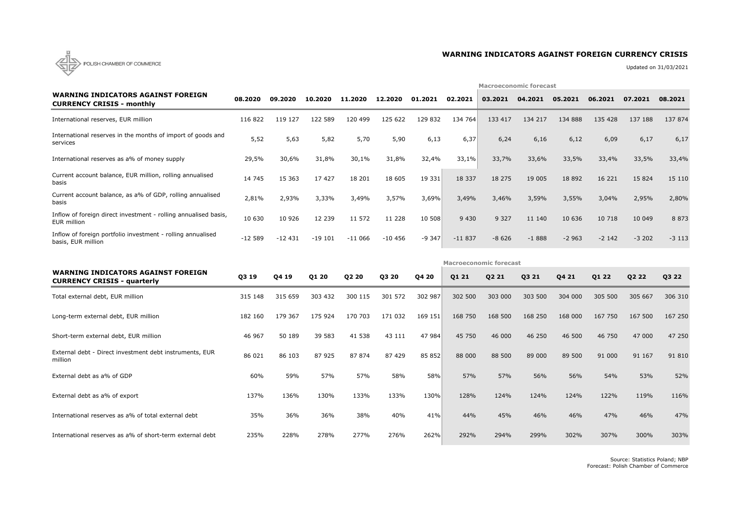POLISH CHAMBER OF COMMERCE

## WARNING INDICATORS AGAINST FOREIGN CURRENCY CRISIS

Updated on 31/03/2021

| WARNING INDICATORS AGAINST FOREIGN CURRENCY CRISIS - monthly | 08.2020 | 09.2020 | 10.2020 | 11.2020 | 12.2020 | 01.2021 | 02.2021 | Macroeconomic forecast | | | | | |
|---|---|---|---|---|---|---|---|---|---|---|---|---|---|
| | | | | | | | | 03.2021 | 04.2021 | 05.2021 | 06.2021 | 07.2021 | 08.2021 |
| International reserves, EUR million | 116 822 | 119 127 | 122 589 | 120 499 | 125 622 | 129 832 | 134 764 | 133 417 | 134 217 | 134 888 | 135 428 | 137 188 | 137 874 |
| International reserves in the months of import of goods and services | 5,52 | 5,63 | 5,82 | 5,70 | 5,90 | 6,13 | 6,37 | 6,24 | 6,16 | 6,12 | 6,09 | 6,17 | 6,17 |
| International reserves as a% of money supply | 29,5% | 30,6% | 31,8% | 30,1% | 31,8% | 32,4% | 33,1% | 33,7% | 33,6% | 33,5% | 33,4% | 33,5% | 33,4% |
| Current account balance, EUR million, rolling annualised basis | 14 745 | 15 363 | 17 427 | 18 201 | 18 605 | 19 331 | 18 337 | 18 275 | 19 005 | 18 892 | 16 221 | 15 824 | 15 110 |
| Current account balance, as a% of GDP, rolling annualised basis | 2,81% | 2,93% | 3,33% | 3,49% | 3,57% | 3,69% | 3,49% | 3,46% | 3,59% | 3,55% | 3,04% | 2,95% | 2,80% |
| Inflow of foreign direct investment - rolling annualised basis, EUR million | 10 630 | 10 926 | 12 239 | 11 572 | 11 228 | 10 508 | 9 430 | 9 327 | 11 140 | 10 636 | 10 718 | 10 049 | 8 873 |
| Inflow of foreign portfolio investment - rolling annualised basis, EUR million | -12 589 | -12 431 | -19 101 | -11 066 | -10 456 | -9 347 | -11 837 | -8 626 | -1 888 | -2 963 | -2 142 | -3 202 | -3 113 |

| WARNING INDICATORS AGAINST FOREIGN CURRENCY CRISIS - quarterly | Q3 19 | Q4 19 | Q1 20 | Q2 20 | Q3 20 | Q4 20 | Macroeconomic forecast | | | | | | |
|---|---|---|---|---|---|---|---|---|---|---|---|---|---|
| | | | | | | | Q1 21 | Q2 21 | Q3 21 | Q4 21 | Q1 22 | Q2 22 | Q3 22 |
| Total external debt, EUR million | 315 148 | 315 659 | 303 432 | 300 115 | 301 572 | 302 987 | 302 500 | 303 000 | 303 500 | 304 000 | 305 500 | 305 667 | 306 310 |
| Long-term external debt, EUR million | 182 160 | 179 367 | 175 924 | 170 703 | 171 032 | 169 151 | 168 750 | 168 500 | 168 250 | 168 000 | 167 750 | 167 500 | 167 250 |
| Short-term external debt, EUR million | 46 967 | 50 189 | 39 583 | 41 538 | 43 111 | 47 984 | 45 750 | 46 000 | 46 250 | 46 500 | 46 750 | 47 000 | 47 250 |
| External debt - Direct investment debt instruments, EUR million | 86 021 | 86 103 | 87 925 | 87 874 | 87 429 | 85 852 | 88 000 | 88 500 | 89 000 | 89 500 | 91 000 | 91 167 | 91 810 |
| External debt as a% of GDP | 60% | 59% | 57% | 57% | 58% | 58% | 57% | 57% | 56% | 56% | 54% | 53% | 52% |
| External debt as a% of export | 137% | 136% | 130% | 133% | 133% | 130% | 128% | 124% | 124% | 124% | 122% | 119% | 116% |
| International reserves as a% of total external debt | 35% | 36% | 36% | 38% | 40% | 41% | 44% | 45% | 46% | 46% | 47% | 46% | 47% |
| International reserves as a% of short-term external debt | 235% | 228% | 278% | 277% | 276% | 262% | 292% | 294% | 299% | 302% | 307% | 300% | 303% |

Source: Statistics Poland; NBP
Forecast: Polish Chamber of Commerce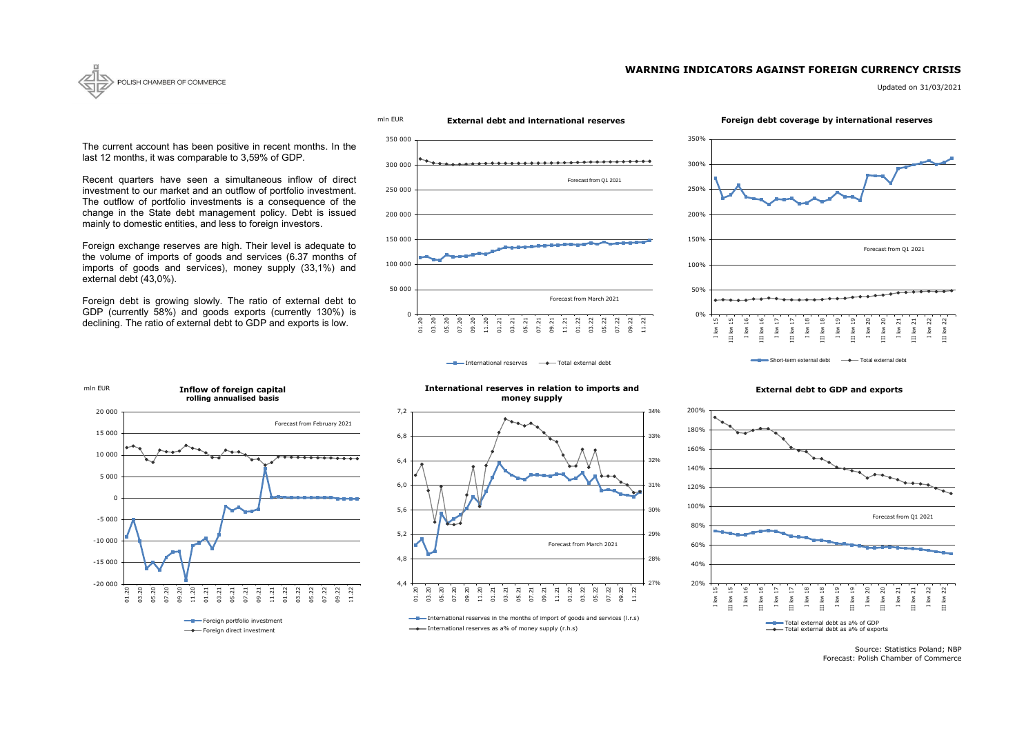POLISH CHAMBER OF COMMERCE

# WARNING INDICATORS AGAINST FOREIGN CURRENCY CRISIS

Updated on 31/03/2021

The current account has been positive in recent months. In the last 12 months, it was comparable to 3,59% of GDP.

Recent quarters have seen a simultaneous inflow of direct investment to our market and an outflow of portfolio investment. The outflow of portfolio investments is a consequence of the change in the State debt management policy. Debt is issued mainly to domestic entities, and less to foreign investors.

Foreign exchange reserves are high. Their level is adequate to the volume of imports of goods and services (6.37 months of imports of goods and services), money supply (33,1%) and external debt (43,0%).

Foreign debt is growing slowly. The ratio of external debt to GDP (currently 58%) and goods exports (currently 130%) is declining. The ratio of external debt to GDP and exports is low.

**External debt and international reserves**

mln EUR

350 000
300 000
250 000
200 000
150 000
100 000
50 000
0

01.20 03.20 05.20 07.20 09.20 11.20 01.21 03.21 05.21 07.21 09.21 11.21 01.22 03.22 05.22 07.22 09.22 11.22

Forecast from Q1 2021

Forecast from March 2021

International reserves — Total external debt

**Foreign debt coverage by international reserves**

350%
300%
250%
200%
150%
100%
50%
0%

I kw 15 III kw 15 I kw 16 III kw 16 I kw 17 III kw 17 I kw 18 III kw 18 I kw 19 III kw 19 I kw 20 III kw 20 I kw 21 III kw 21 I kw 22 III kw 22

Forecast from Q1 2021

Short-term external debt — Total external debt

**Inflow of foreign capital rolling annualised basis**

mln EUR

20 000
15 000
10 000
5 000
0
-5 000
-10 000
-15 000
-20 000

01.20 03.20 05.20 07.20 09.20 11.20 01.21 03.21 05.21 07.21 09.21 11.21 01.22 03.22 05.22 07.22 09.22 11.22

Forecast from February 2021

Foreign portfolio investment
Foreign direct investment

**International reserves in relation to imports and money supply**

7,2
6,8
6,4
6,0
5,6
5,2
4,8
4,4

34%
33%
32%
31%
30%
29%
28%
27%

01.20 03.20 05.20 07.20 09.20 11.20 01.21 03.21 05.21 07.21 09.21 11.21 01.22 03.22 05.22 07.22 09.22 11.22

Forecast from March 2021

International reserves in the months of import of goods and services (l.r.s)
International reserves as a% of money supply (r.h.s)

**External debt to GDP and exports**

200%
180%
160%
140%
120%
100%
80%
60%
40%
20%

I kw 15 III kw 15 I kw 16 III kw 16 I kw 17 III kw 17 I kw 18 III kw 18 I kw 19 III kw 19 I kw 20 III kw 20 I kw 21 III kw 21 I kw 22 III kw 22

Forecast from Q1 2021

Total external debt as a% of GDP
Total external debt as a% of exports

Source: Statistics Poland; NBP
Forecast: Polish Chamber of Commerce